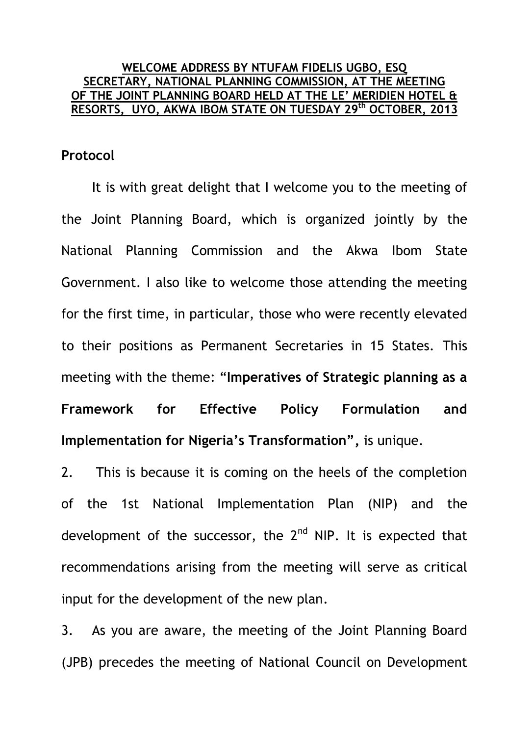**WELCOME ADDRESS BY NTUFAM FIDELIS UGBO, ESQ SECRETARY, NATIONAL PLANNING COMMISSION, AT THE MEETING OF THE JOINT PLANNING BOARD HELD AT THE LE' MERIDIEN HOTEL & RESORTS, UYO, AKWA IBOM STATE ON TUESDAY 29th OCTOBER, 2013**

**Protocol**

It is with great delight that I welcome you to the meeting of the Joint Planning Board, which is organized jointly by the National Planning Commission and the Akwa Ibom State Government. I also like to welcome those attending the meeting for the first time, in particular, those who were recently elevated to their positions as Permanent Secretaries in 15 States. This meeting with the theme: "**Imperatives of Strategic planning as a Framework for Effective Policy Formulation and Implementation for Nigeria's Transformation",** is unique.

2. This is because it is coming on the heels of the completion of the 1st National Implementation Plan (NIP) and the development of the successor, the 2nd NIP. It is expected that recommendations arising from the meeting will serve as critical input for the development of the new plan.

3. As you are aware, the meeting of the Joint Planning Board (JPB) precedes the meeting of National Council on Development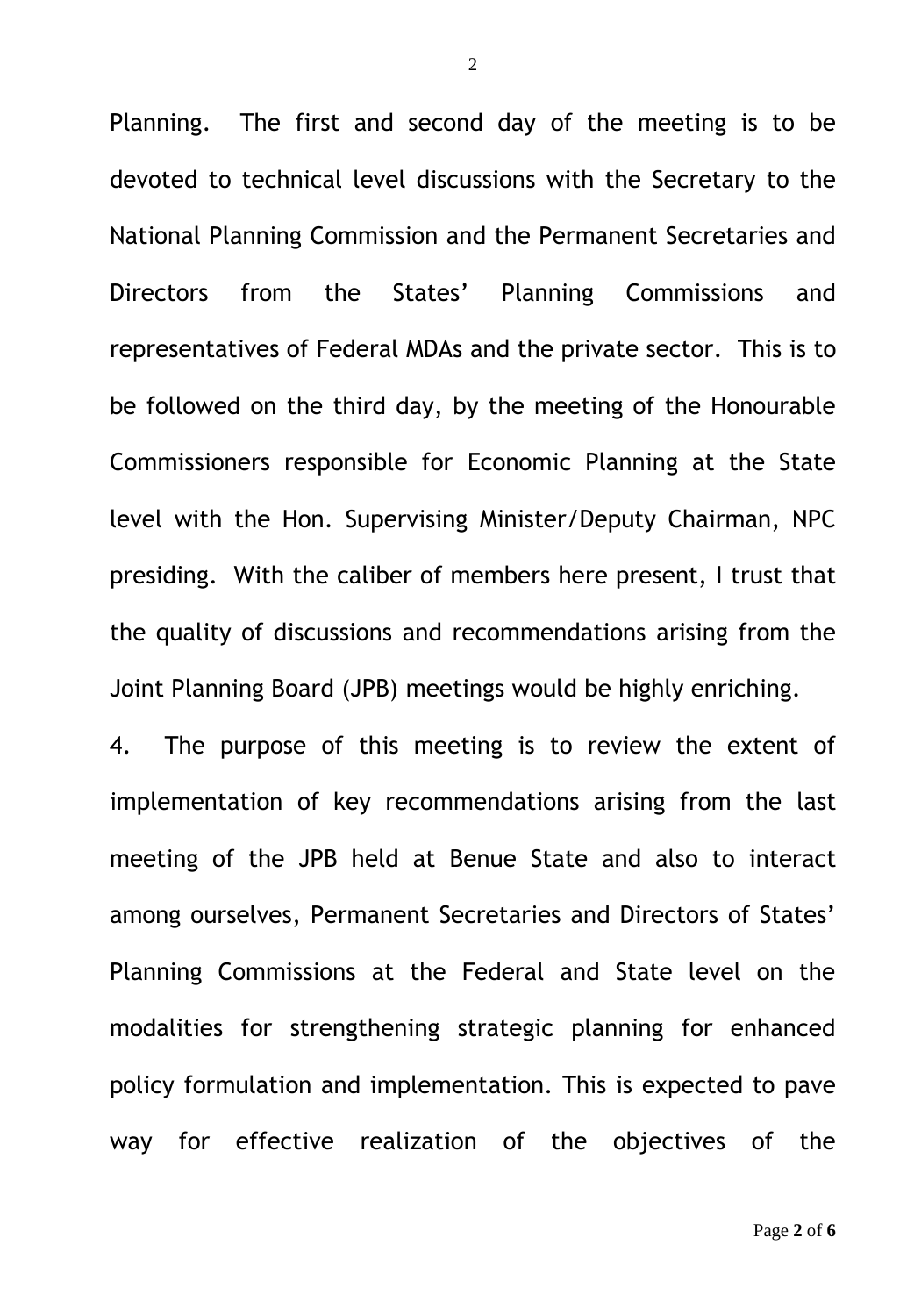Planning. The first and second day of the meeting is to be devoted to technical level discussions with the Secretary to the National Planning Commission and the Permanent Secretaries and Directors from the States' Planning Commissions and representatives of Federal MDAs and the private sector. This is to be followed on the third day, by the meeting of the Honourable Commissioners responsible for Economic Planning at the State level with the Hon. Supervising Minister/Deputy Chairman, NPC presiding. With the caliber of members here present, I trust that the quality of discussions and recommendations arising from the Joint Planning Board (JPB) meetings would be highly enriching.

4. The purpose of this meeting is to review the extent of implementation of key recommendations arising from the last meeting of the JPB held at Benue State and also to interact among ourselves, Permanent Secretaries and Directors of States' Planning Commissions at the Federal and State level on the modalities for strengthening strategic planning for enhanced policy formulation and implementation. This is expected to pave way for effective realization of the objectives of the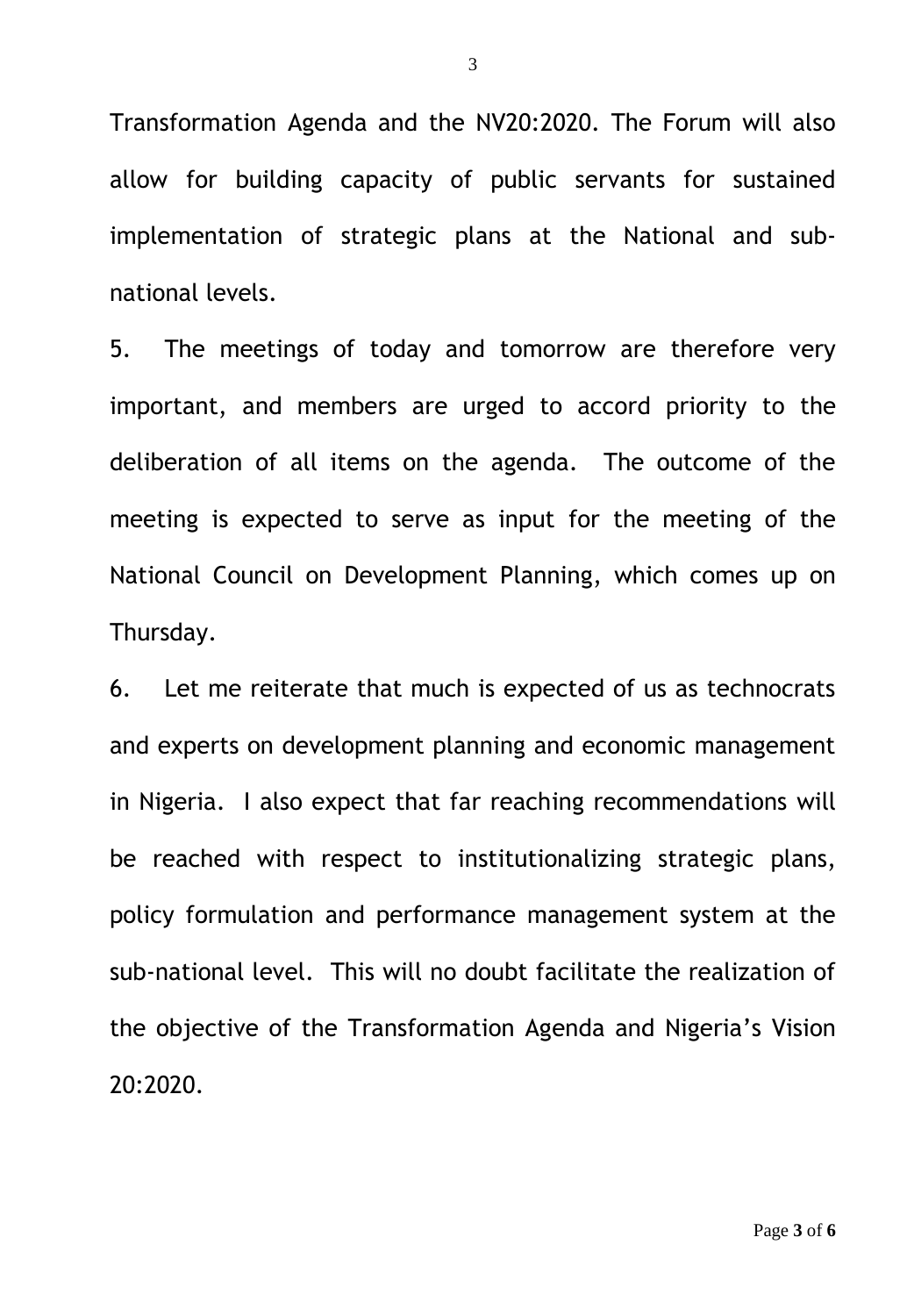Transformation Agenda and the NV20:2020. The Forum will also allow for building capacity of public servants for sustained implementation of strategic plans at the National and sub-national levels.

5. The meetings of today and tomorrow are therefore very important, and members are urged to accord priority to the deliberation of all items on the agenda. The outcome of the meeting is expected to serve as input for the meeting of the National Council on Development Planning, which comes up on Thursday.

6. Let me reiterate that much is expected of us as technocrats and experts on development planning and economic management in Nigeria. I also expect that far reaching recommendations will be reached with respect to institutionalizing strategic plans, policy formulation and performance management system at the sub-national level. This will no doubt facilitate the realization of the objective of the Transformation Agenda and Nigeria's Vision 20:2020.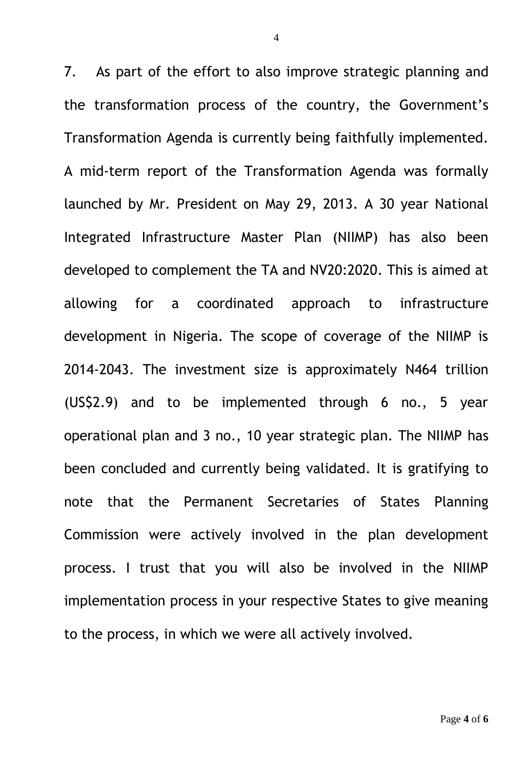7. As part of the effort to also improve strategic planning and the transformation process of the country, the Government's Transformation Agenda is currently being faithfully implemented. A mid-term report of the Transformation Agenda was formally launched by Mr. President on May 29, 2013. A 30 year National Integrated Infrastructure Master Plan (NIIMP) has also been developed to complement the TA and NV20:2020. This is aimed at allowing for a coordinated approach to infrastructure development in Nigeria. The scope of coverage of the NIIMP is 2014-2043. The investment size is approximately N464 trillion (US$2.9) and to be implemented through 6 no., 5 year operational plan and 3 no., 10 year strategic plan. The NIIMP has been concluded and currently being validated. It is gratifying to note that the Permanent Secretaries of States Planning Commission were actively involved in the plan development process. I trust that you will also be involved in the NIIMP implementation process in your respective States to give meaning to the process, in which we were all actively involved.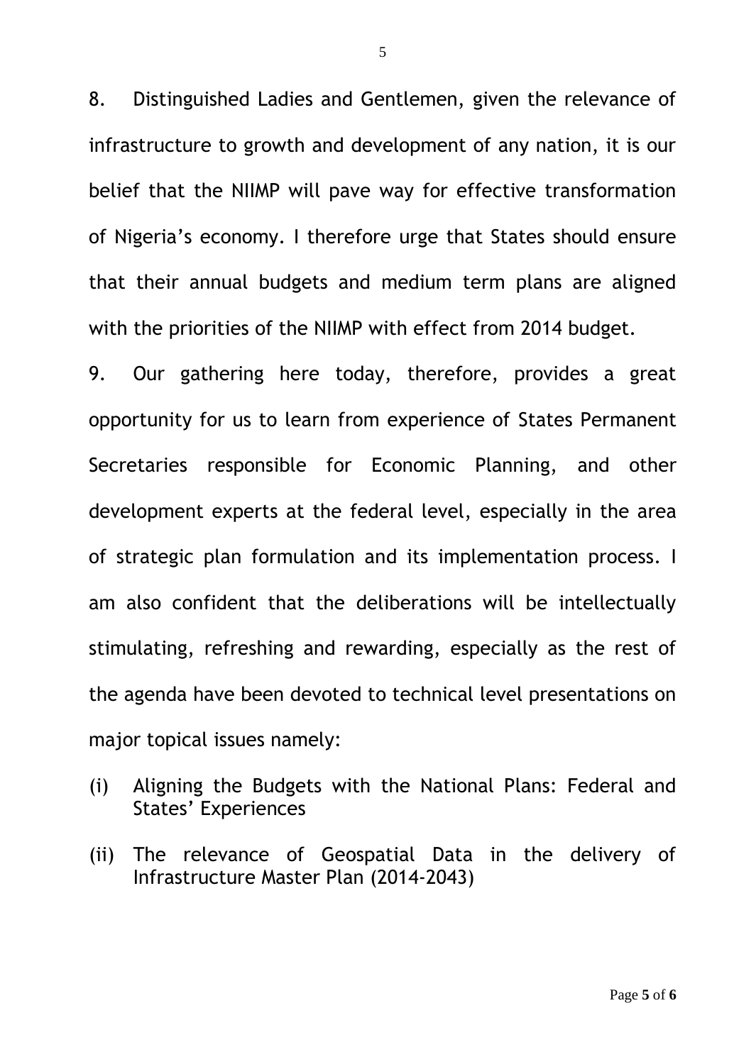8. Distinguished Ladies and Gentlemen, given the relevance of infrastructure to growth and development of any nation, it is our belief that the NIIMP will pave way for effective transformation of Nigeria's economy. I therefore urge that States should ensure that their annual budgets and medium term plans are aligned with the priorities of the NIIMP with effect from 2014 budget.

9. Our gathering here today, therefore, provides a great opportunity for us to learn from experience of States Permanent Secretaries responsible for Economic Planning, and other development experts at the federal level, especially in the area of strategic plan formulation and its implementation process. I am also confident that the deliberations will be intellectually stimulating, refreshing and rewarding, especially as the rest of the agenda have been devoted to technical level presentations on major topical issues namely:

(i) Aligning the Budgets with the National Plans: Federal and States' Experiences

(ii) The relevance of Geospatial Data in the delivery of Infrastructure Master Plan (2014-2043)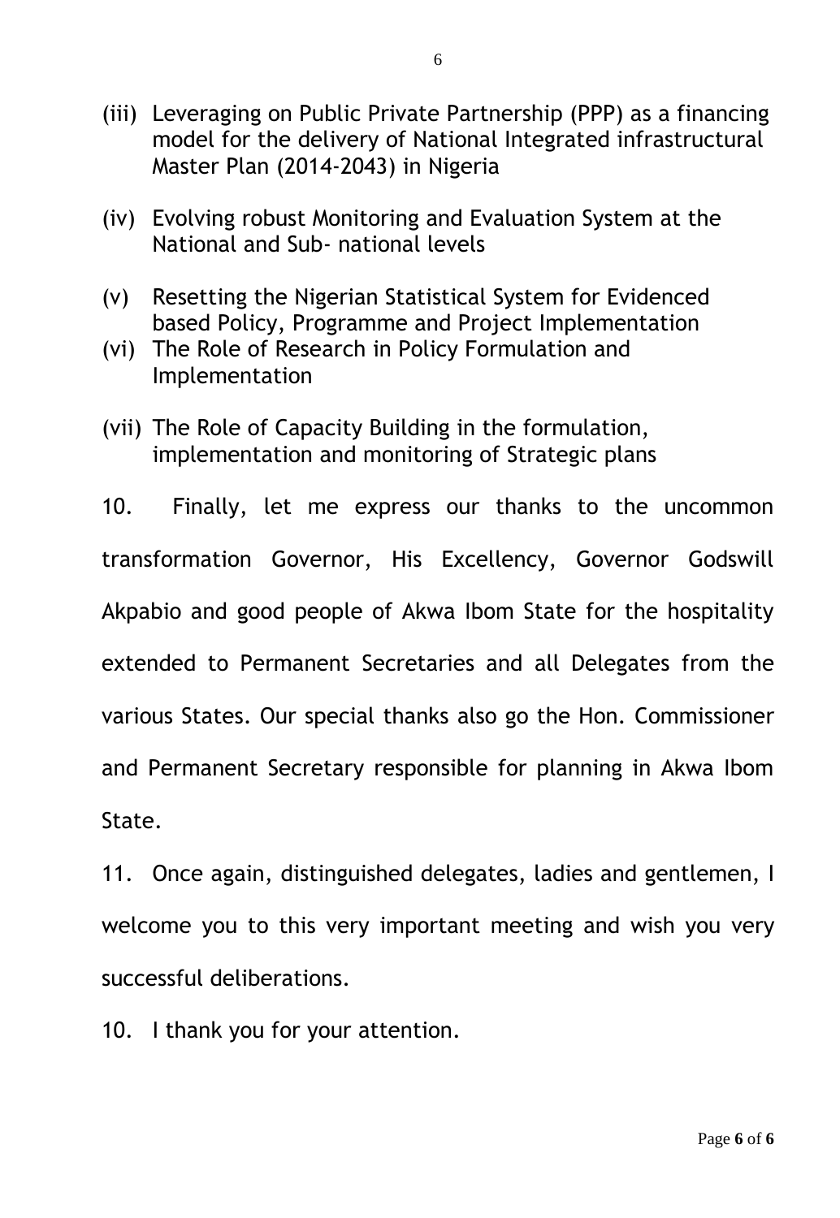(iii) Leveraging on Public Private Partnership (PPP) as a financing model for the delivery of National Integrated infrastructural Master Plan (2014-2043) in Nigeria

(iv) Evolving robust Monitoring and Evaluation System at the National and Sub- national levels

(v) Resetting the Nigerian Statistical System for Evidenced based Policy, Programme and Project Implementation

(vi) The Role of Research in Policy Formulation and Implementation

(vii) The Role of Capacity Building in the formulation, implementation and monitoring of Strategic plans

10. Finally, let me express our thanks to the uncommon transformation Governor, His Excellency, Governor Godswill Akpabio and good people of Akwa Ibom State for the hospitality extended to Permanent Secretaries and all Delegates from the various States. Our special thanks also go the Hon. Commissioner and Permanent Secretary responsible for planning in Akwa Ibom State.

11. Once again, distinguished delegates, ladies and gentlemen, I welcome you to this very important meeting and wish you very successful deliberations.

10. I thank you for your attention.